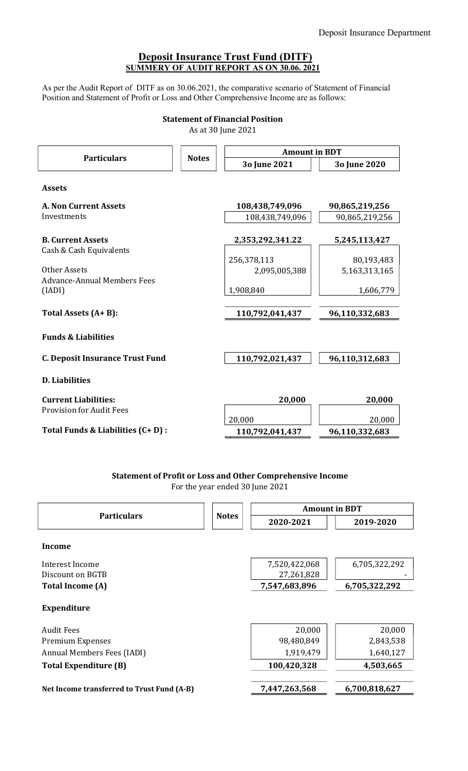Deposit Insurance Department

## Deposit Insurance Trust Fund (DITF)
### SUMMERY OF AUDIT REPORT AS ON 30.06. 2021

As per the Audit Report of DITF as on 30.06.2021, the comparative scenario of Statement of Financial Position and Statement of Profit or Loss and Other Comprehensive Income are as follows:

### Statement of Financial Position
As at 30 June 2021

| Particulars | Notes | Amount in BDT | |
|---|---|---|---|
| | | 3o June 2021 | 3o June 2020 |
| **Assets** | | | |
| **A. Non Current Assets** | | **108,438,749,096** | **90,865,219,256** |
| Investments | | 108,438,749,096 | 90,865,219,256 |
| **B. Current Assets** | | **2,353,292,341.22** | **5,245,113,427** |
| Cash & Cash Equivalents | | 256,378,113 | 80,193,483 |
| Other Assets | | 2,095,005,388 | 5,163,313,165 |
| Advance-Annual Members Fees (IADI) | | 1,908,840 | 1,606,779 |
| **Total Assets (A+ B):** | | **110,792,041,437** | **96,110,332,683** |
| **Funds & Liabilities** | | | |
| **C. Deposit Insurance Trust Fund** | | **110,792,021,437** | **96,110,312,683** |
| **D. Liabilities** | | | |
| **Current Liabilities:** | | **20,000** | **20,000** |
| Provision for Audit Fees | | 20,000 | 20,000 |
| **Total Funds & Liabilities (C+ D) :** | | **110,792,041,437** | **96,110,332,683** |

### Statement of Profit or Loss and Other Comprehensive Income
For the year ended 30 June 2021

| Particulars | Notes | Amount in BDT | |
|---|---|---|---|
| | | 2020-2021 | 2019-2020 |
| **Income** | | | |
| Interest Income | | 7,520,422,068 | 6,705,322,292 |
| Discount on BGTB | | 27,261,828 | - |
| **Total Income (A)** | | **7,547,683,896** | **6,705,322,292** |
| **Expenditure** | | | |
| Audit Fees | | 20,000 | 20,000 |
| Premium Expenses | | 98,480,849 | 2,843,538 |
| Annual Members Fees (IADI) | | 1,919,479 | 1,640,127 |
| **Total Expenditure (B)** | | **100,420,328** | **4,503,665** |
| **Net Income transferred to Trust Fund (A-B)** | | **7,447,263,568** | **6,700,818,627** |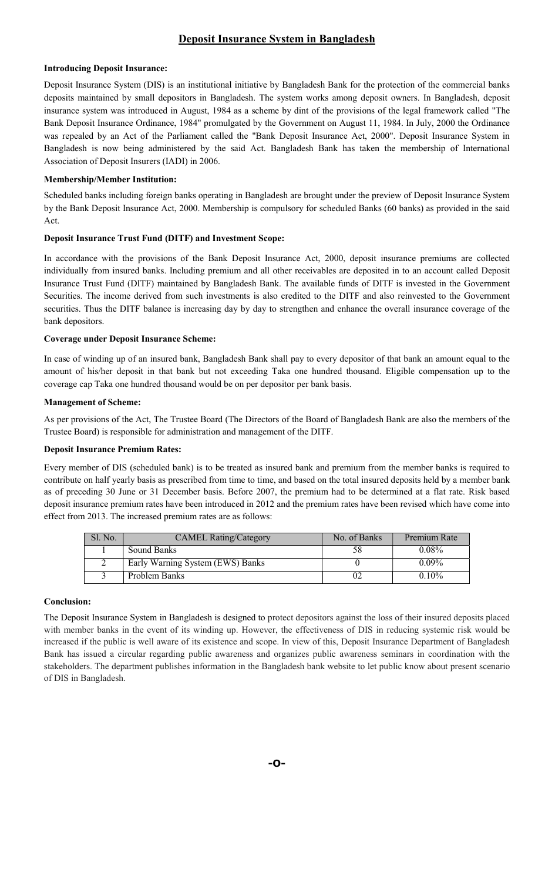# Deposit Insurance System in Bangladesh

**Introducing Deposit Insurance:**

Deposit Insurance System (DIS) is an institutional initiative by Bangladesh Bank for the protection of the commercial banks deposits maintained by small depositors in Bangladesh. The system works among deposit owners. In Bangladesh, deposit insurance system was introduced in August, 1984 as a scheme by dint of the provisions of the legal framework called "The Bank Deposit Insurance Ordinance, 1984" promulgated by the Government on August 11, 1984. In July, 2000 the Ordinance was repealed by an Act of the Parliament called the "Bank Deposit Insurance Act, 2000". Deposit Insurance System in Bangladesh is now being administered by the said Act. Bangladesh Bank has taken the membership of International Association of Deposit Insurers (IADI) in 2006.

**Membership/Member Institution:**

Scheduled banks including foreign banks operating in Bangladesh are brought under the preview of Deposit Insurance System by the Bank Deposit Insurance Act, 2000. Membership is compulsory for scheduled Banks (60 banks) as provided in the said Act.

**Deposit Insurance Trust Fund (DITF) and Investment Scope:**

In accordance with the provisions of the Bank Deposit Insurance Act, 2000, deposit insurance premiums are collected individually from insured banks. Including premium and all other receivables are deposited in to an account called Deposit Insurance Trust Fund (DITF) maintained by Bangladesh Bank. The available funds of DITF is invested in the Government Securities. The income derived from such investments is also credited to the DITF and also reinvested to the Government securities. Thus the DITF balance is increasing day by day to strengthen and enhance the overall insurance coverage of the bank depositors.

**Coverage under Deposit Insurance Scheme:**

In case of winding up of an insured bank, Bangladesh Bank shall pay to every depositor of that bank an amount equal to the amount of his/her deposit in that bank but not exceeding Taka one hundred thousand. Eligible compensation up to the coverage cap Taka one hundred thousand would be on per depositor per bank basis.

**Management of Scheme:**

As per provisions of the Act, The Trustee Board (The Directors of the Board of Bangladesh Bank are also the members of the Trustee Board) is responsible for administration and management of the DITF.

**Deposit Insurance Premium Rates:**

Every member of DIS (scheduled bank) is to be treated as insured bank and premium from the member banks is required to contribute on half yearly basis as prescribed from time to time, and based on the total insured deposits held by a member bank as of preceding 30 June or 31 December basis. Before 2007, the premium had to be determined at a flat rate. Risk based deposit insurance premium rates have been introduced in 2012 and the premium rates have been revised which have come into effect from 2013. The increased premium rates are as follows:

| Sl. No. | CAMEL Rating/Category | No. of Banks | Premium Rate |
|---|---|---|---|
| 1 | Sound Banks | 58 | 0.08% |
| 2 | Early Warning System (EWS) Banks | 0 | 0.09% |
| 3 | Problem Banks | 02 | 0.10% |

**Conclusion:**

The Deposit Insurance System in Bangladesh is designed to protect depositors against the loss of their insured deposits placed with member banks in the event of its winding up. However, the effectiveness of DIS in reducing systemic risk would be increased if the public is well aware of its existence and scope. In view of this, Deposit Insurance Department of Bangladesh Bank has issued a circular regarding public awareness and organizes public awareness seminars in coordination with the stakeholders. The department publishes information in the Bangladesh bank website to let public know about present scenario of DIS in Bangladesh.

-o-